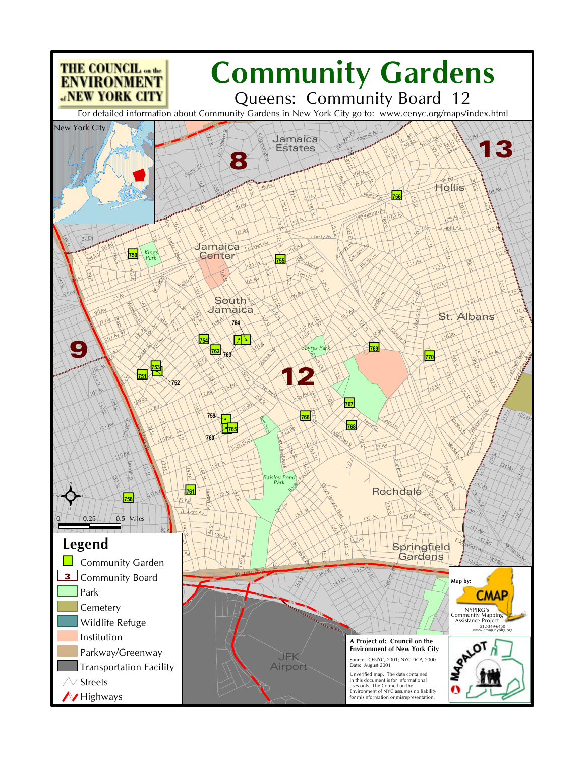THE COUNCIL on the ENVIRONMENT of NEW YORK CITY

# Community Gardens

## Queens: Community Board 12

For detailed information about Community Gardens in New York City go to: www.cenyc.org/maps/index.html

## Legend

- Community Garden
- Community Board
- Park
- Cemetery
- Wildlife Refuge
- Institution
- Parkway/Greenway
- Transportation Facility
- Streets
- Highways

0 0.25 0.5 Miles

Map by: CMAP
NYPIRG's Community Mapping Assistance Project
212-349-6460
www.cmap.nypirg.org

**A Project of: Council on the Environment of New York City**

Source: CENYC, 2001; NYC DCP, 2000
Date: August 2001

Unverified map. The data contained in this document is for informational uses only. The Council on the Environment of NYC assumes no liability for misinformation or misrepresentation.

MAPALOT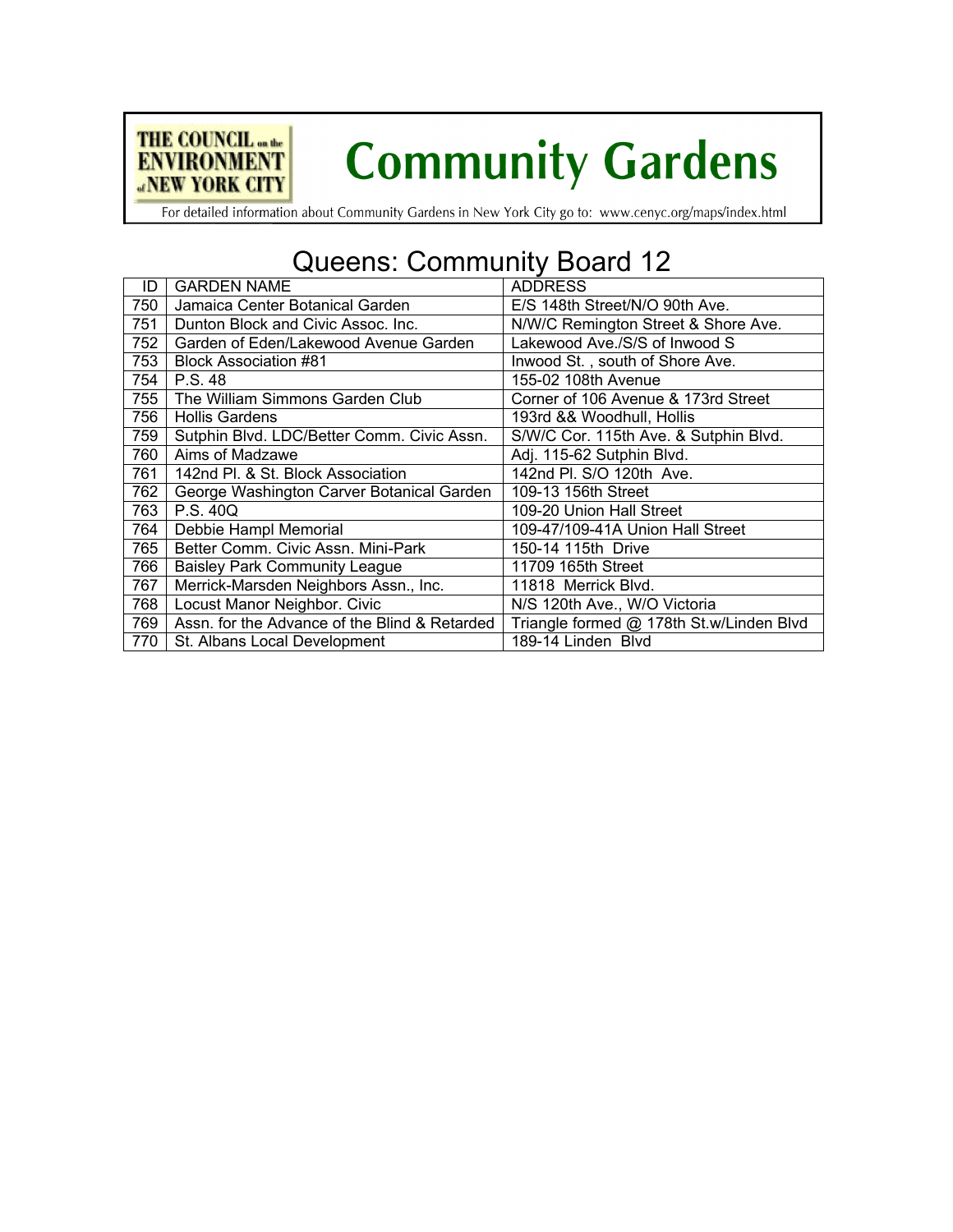THE COUNCIL on the ENVIRONMENT of NEW YORK CITY

# Community Gardens

For detailed information about Community Gardens in New York City go to: www.cenyc.org/maps/index.html

## Queens: Community Board 12

| ID | GARDEN NAME | ADDRESS |
|---|---|---|
| 750 | Jamaica Center Botanical Garden | E/S 148th Street/N/O 90th Ave. |
| 751 | Dunton Block and Civic Assoc. Inc. | N/W/C Remington Street & Shore Ave. |
| 752 | Garden of Eden/Lakewood Avenue Garden | Lakewood Ave./S/S of Inwood S |
| 753 | Block Association #81 | Inwood St. , south of Shore Ave. |
| 754 | P.S. 48 | 155-02 108th Avenue |
| 755 | The William Simmons Garden Club | Corner of 106 Avenue & 173rd Street |
| 756 | Hollis Gardens | 193rd && Woodhull, Hollis |
| 759 | Sutphin Blvd. LDC/Better Comm. Civic Assn. | S/W/C Cor. 115th Ave. & Sutphin Blvd. |
| 760 | Aims of Madzawe | Adj. 115-62 Sutphin Blvd. |
| 761 | 142nd Pl. & St. Block Association | 142nd Pl. S/O 120th Ave. |
| 762 | George Washington Carver Botanical Garden | 109-13 156th Street |
| 763 | P.S. 40Q | 109-20 Union Hall Street |
| 764 | Debbie Hampl Memorial | 109-47/109-41A Union Hall Street |
| 765 | Better Comm. Civic Assn. Mini-Park | 150-14 115th Drive |
| 766 | Baisley Park Community League | 11709 165th Street |
| 767 | Merrick-Marsden Neighbors Assn., Inc. | 11818 Merrick Blvd. |
| 768 | Locust Manor Neighbor. Civic | N/S 120th Ave., W/O Victoria |
| 769 | Assn. for the Advance of the Blind & Retarded | Triangle formed @ 178th St.w/Linden Blvd |
| 770 | St. Albans Local Development | 189-14 Linden Blvd |